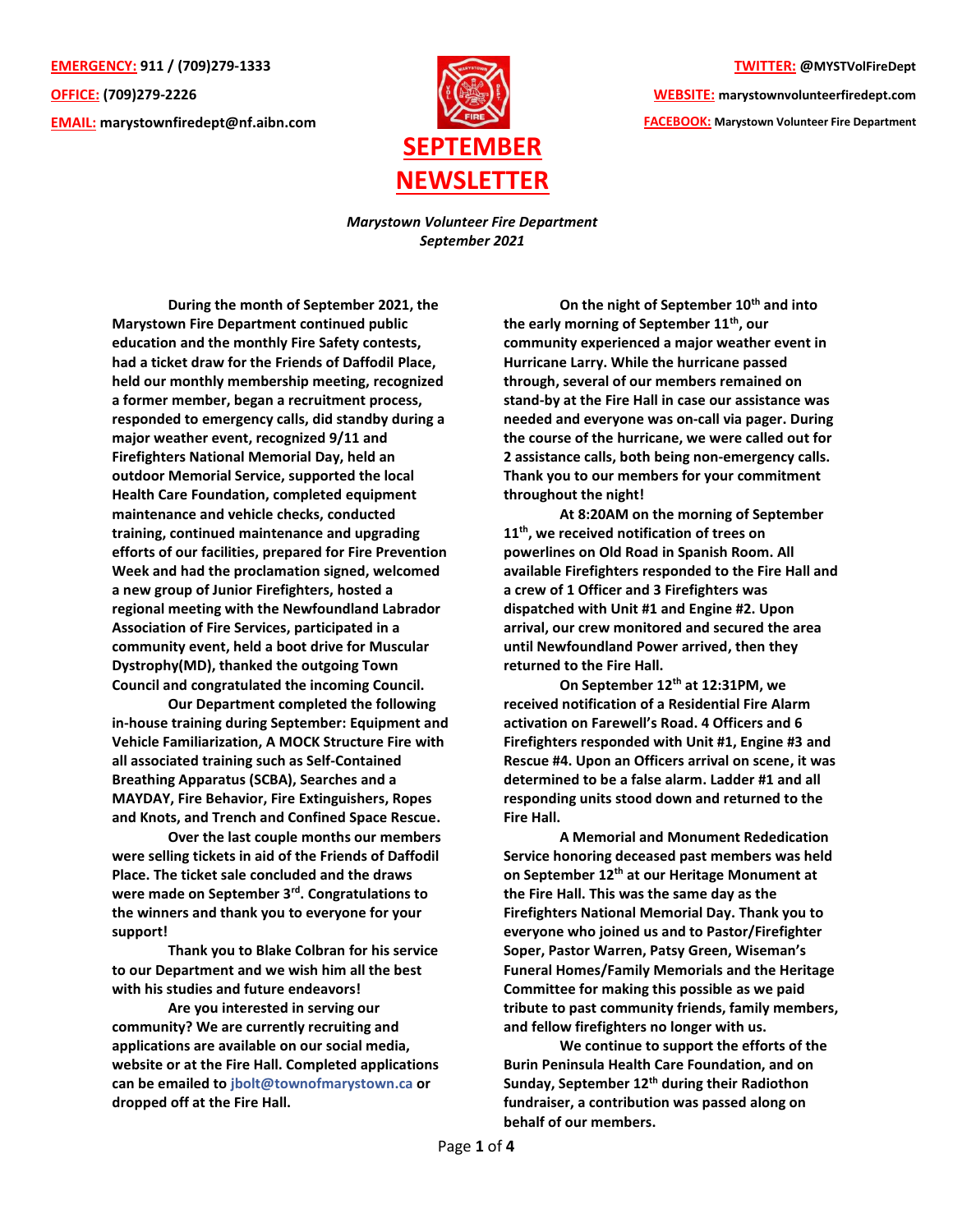**EMERGENCY:** 911 / (709)279-1333

**OFFICE:** (709)279-2226

**EMAIL:** marystownfiredept@nf.aibn.com

**TWITTER:** @MYSTVolFireDept

**WEBSITE:** marystownvolunteerfiredept.com

**FACEBOOK:** Marystown Volunteer Fire Department

# SEPTEMBER NEWSLETTER

***Marystown Volunteer Fire Department***
***September 2021***

**During the month of September 2021, the Marystown Fire Department continued public education and the monthly Fire Safety contests, had a ticket draw for the Friends of Daffodil Place, held our monthly membership meeting, recognized a former member, began a recruitment process, responded to emergency calls, did standby during a major weather event, recognized 9/11 and Firefighters National Memorial Day, held an outdoor Memorial Service, supported the local Health Care Foundation, completed equipment maintenance and vehicle checks, conducted training, continued maintenance and upgrading efforts of our facilities, prepared for Fire Prevention Week and had the proclamation signed, welcomed a new group of Junior Firefighters, hosted a regional meeting with the Newfoundland Labrador Association of Fire Services, participated in a community event, held a boot drive for Muscular Dystrophy(MD), thanked the outgoing Town Council and congratulated the incoming Council.**

**Our Department completed the following in-house training during September: Equipment and Vehicle Familiarization, A MOCK Structure Fire with all associated training such as Self-Contained Breathing Apparatus (SCBA), Searches and a MAYDAY, Fire Behavior, Fire Extinguishers, Ropes and Knots, and Trench and Confined Space Rescue.**

**Over the last couple months our members were selling tickets in aid of the Friends of Daffodil Place. The ticket sale concluded and the draws were made on September 3rd. Congratulations to the winners and thank you to everyone for your support!**

**Thank you to Blake Colbran for his service to our Department and we wish him all the best with his studies and future endeavors!**

**Are you interested in serving our community? We are currently recruiting and applications are available on our social media, website or at the Fire Hall. Completed applications can be emailed to jbolt@townofmarystown.ca or dropped off at the Fire Hall.**

**On the night of September 10th and into the early morning of September 11th, our community experienced a major weather event in Hurricane Larry. While the hurricane passed through, several of our members remained on stand-by at the Fire Hall in case our assistance was needed and everyone was on-call via pager. During the course of the hurricane, we were called out for 2 assistance calls, both being non-emergency calls. Thank you to our members for your commitment throughout the night!**

**At 8:20AM on the morning of September 11th, we received notification of trees on powerlines on Old Road in Spanish Room. All available Firefighters responded to the Fire Hall and a crew of 1 Officer and 3 Firefighters was dispatched with Unit #1 and Engine #2. Upon arrival, our crew monitored and secured the area until Newfoundland Power arrived, then they returned to the Fire Hall.**

**On September 12th at 12:31PM, we received notification of a Residential Fire Alarm activation on Farewell's Road. 4 Officers and 6 Firefighters responded with Unit #1, Engine #3 and Rescue #4. Upon an Officers arrival on scene, it was determined to be a false alarm. Ladder #1 and all responding units stood down and returned to the Fire Hall.**

**A Memorial and Monument Rededication Service honoring deceased past members was held on September 12th at our Heritage Monument at the Fire Hall. This was the same day as the Firefighters National Memorial Day. Thank you to everyone who joined us and to Pastor/Firefighter Soper, Pastor Warren, Patsy Green, Wiseman's Funeral Homes/Family Memorials and the Heritage Committee for making this possible as we paid tribute to past community friends, family members, and fellow firefighters no longer with us.**

**We continue to support the efforts of the Burin Peninsula Health Care Foundation, and on Sunday, September 12th during their Radiothon fundraiser, a contribution was passed along on behalf of our members.**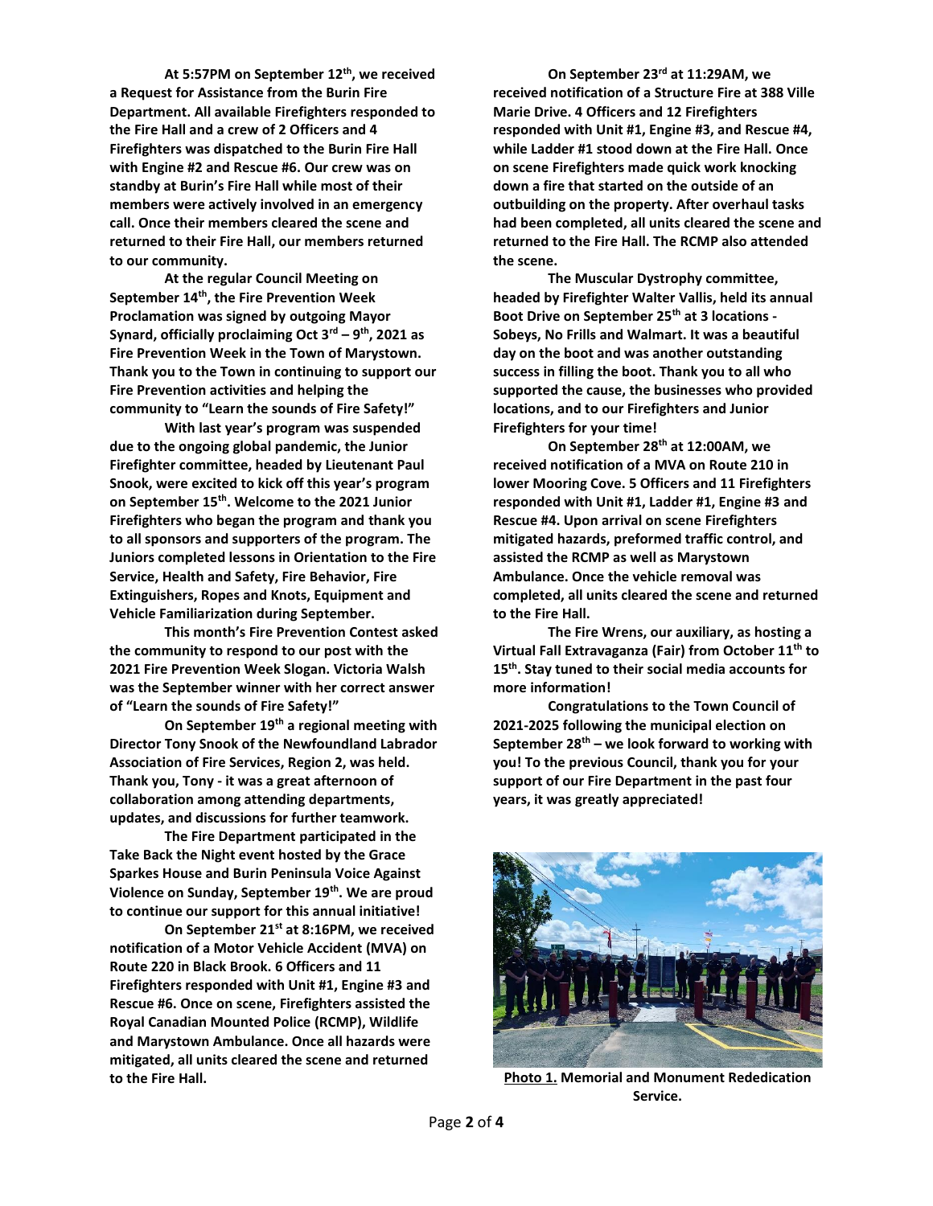**At 5:57PM on September 12th, we received a Request for Assistance from the Burin Fire Department. All available Firefighters responded to the Fire Hall and a crew of 2 Officers and 4 Firefighters was dispatched to the Burin Fire Hall with Engine #2 and Rescue #6. Our crew was on standby at Burin's Fire Hall while most of their members were actively involved in an emergency call. Once their members cleared the scene and returned to their Fire Hall, our members returned to our community.**

**At the regular Council Meeting on September 14th, the Fire Prevention Week Proclamation was signed by outgoing Mayor Synard, officially proclaiming Oct 3rd – 9th, 2021 as Fire Prevention Week in the Town of Marystown. Thank you to the Town in continuing to support our Fire Prevention activities and helping the community to "Learn the sounds of Fire Safety!"**

**With last year's program was suspended due to the ongoing global pandemic, the Junior Firefighter committee, headed by Lieutenant Paul Snook, were excited to kick off this year's program on September 15th. Welcome to the 2021 Junior Firefighters who began the program and thank you to all sponsors and supporters of the program. The Juniors completed lessons in Orientation to the Fire Service, Health and Safety, Fire Behavior, Fire Extinguishers, Ropes and Knots, Equipment and Vehicle Familiarization during September.**

**This month's Fire Prevention Contest asked the community to respond to our post with the 2021 Fire Prevention Week Slogan. Victoria Walsh was the September winner with her correct answer of "Learn the sounds of Fire Safety!"**

**On September 19th a regional meeting with Director Tony Snook of the Newfoundland Labrador Association of Fire Services, Region 2, was held. Thank you, Tony - it was a great afternoon of collaboration among attending departments, updates, and discussions for further teamwork.**

**The Fire Department participated in the Take Back the Night event hosted by the Grace Sparkes House and Burin Peninsula Voice Against Violence on Sunday, September 19th. We are proud to continue our support for this annual initiative!**

**On September 21st at 8:16PM, we received notification of a Motor Vehicle Accident (MVA) on Route 220 in Black Brook. 6 Officers and 11 Firefighters responded with Unit #1, Engine #3 and Rescue #6. Once on scene, Firefighters assisted the Royal Canadian Mounted Police (RCMP), Wildlife and Marystown Ambulance. Once all hazards were mitigated, all units cleared the scene and returned to the Fire Hall.**

**On September 23rd at 11:29AM, we received notification of a Structure Fire at 388 Ville Marie Drive. 4 Officers and 12 Firefighters responded with Unit #1, Engine #3, and Rescue #4, while Ladder #1 stood down at the Fire Hall. Once on scene Firefighters made quick work knocking down a fire that started on the outside of an outbuilding on the property. After overhaul tasks had been completed, all units cleared the scene and returned to the Fire Hall. The RCMP also attended the scene.**

**The Muscular Dystrophy committee, headed by Firefighter Walter Vallis, held its annual Boot Drive on September 25th at 3 locations - Sobeys, No Frills and Walmart. It was a beautiful day on the boot and was another outstanding success in filling the boot. Thank you to all who supported the cause, the businesses who provided locations, and to our Firefighters and Junior Firefighters for your time!**

**On September 28th at 12:00AM, we received notification of a MVA on Route 210 in lower Mooring Cove. 5 Officers and 11 Firefighters responded with Unit #1, Ladder #1, Engine #3 and Rescue #4. Upon arrival on scene Firefighters mitigated hazards, preformed traffic control, and assisted the RCMP as well as Marystown Ambulance. Once the vehicle removal was completed, all units cleared the scene and returned to the Fire Hall.**

**The Fire Wrens, our auxiliary, as hosting a Virtual Fall Extravaganza (Fair) from October 11th to 15th. Stay tuned to their social media accounts for more information!**

**Congratulations to the Town Council of 2021-2025 following the municipal election on September 28th – we look forward to working with you! To the previous Council, thank you for your support of our Fire Department in the past four years, it was greatly appreciated!**

**Photo 1. Memorial and Monument Rededication Service.**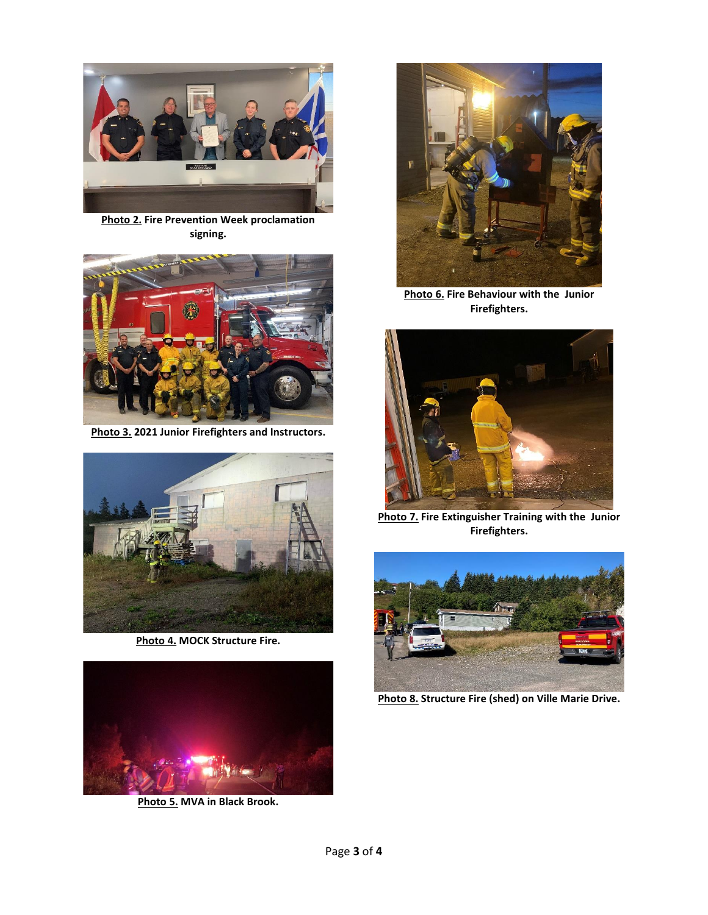**Photo 2.** Fire Prevention Week proclamation signing.

**Photo 3.** 2021 Junior Firefighters and Instructors.

**Photo 4.** MOCK Structure Fire.

**Photo 5.** MVA in Black Brook.

**Photo 6.** Fire Behaviour with the Junior Firefighters.

**Photo 7.** Fire Extinguisher Training with the Junior Firefighters.

**Photo 8.** Structure Fire (shed) on Ville Marie Drive.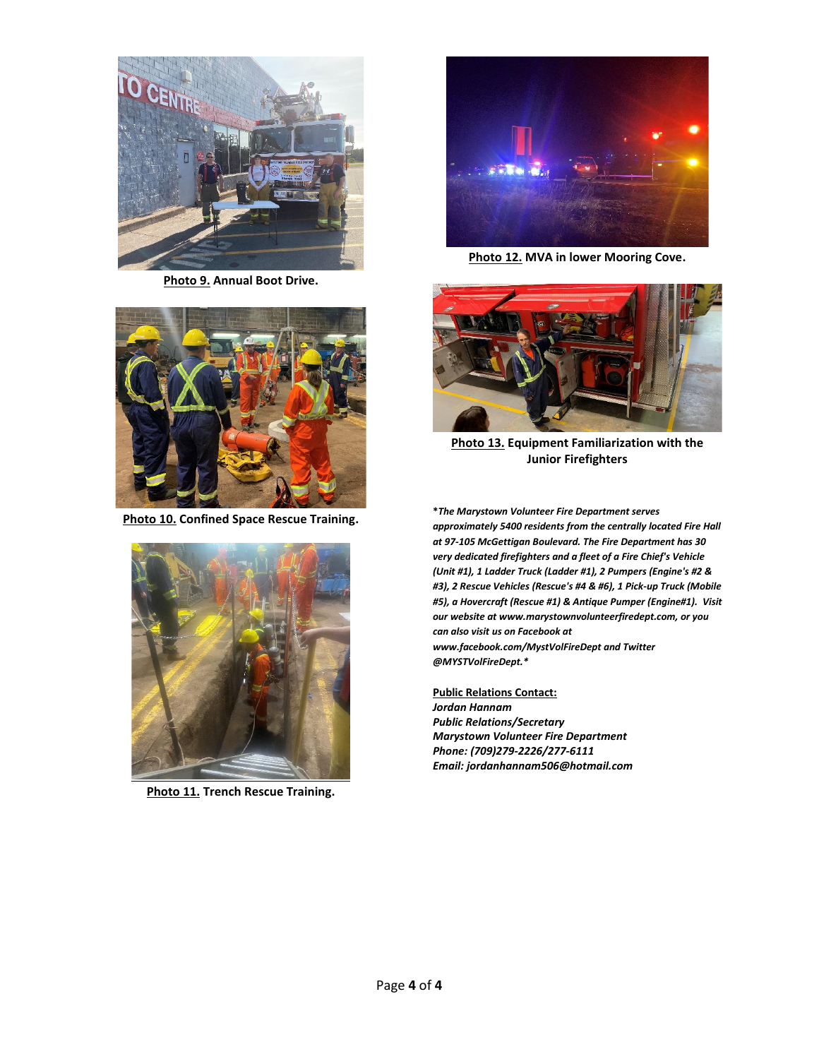**Photo 9.** **Annual Boot Drive.**

**Photo 10.** **Confined Space Rescue Training.**

**Photo 11.** **Trench Rescue Training.**

**Photo 12.** **MVA in lower Mooring Cove.**

**Photo 13.** **Equipment Familiarization with the Junior Firefighters**

***The Marystown Volunteer Fire Department serves approximately 5400 residents from the centrally located Fire Hall at 97-105 McGettigan Boulevard. The Fire Department has 30 very dedicated firefighters and a fleet of a Fire Chief's Vehicle (Unit #1), 1 Ladder Truck (Ladder #1), 2 Pumpers (Engine's #2 & #3), 2 Rescue Vehicles (Rescue's #4 & #6), 1 Pick-up Truck (Mobile #5), a Hovercraft (Rescue #1) & Antique Pumper (Engine#1). Visit our website at www.marystownvolunteerfiredept.com, or you can also visit us on Facebook at www.facebook.com/MystVolFireDept and Twitter @MYSTVolFireDept.***

**Public Relations Contact:**
***Jordan Hannam***
***Public Relations/Secretary***
***Marystown Volunteer Fire Department***
***Phone: (709)279-2226/277-6111***
***Email: jordanhannam506@hotmail.com***